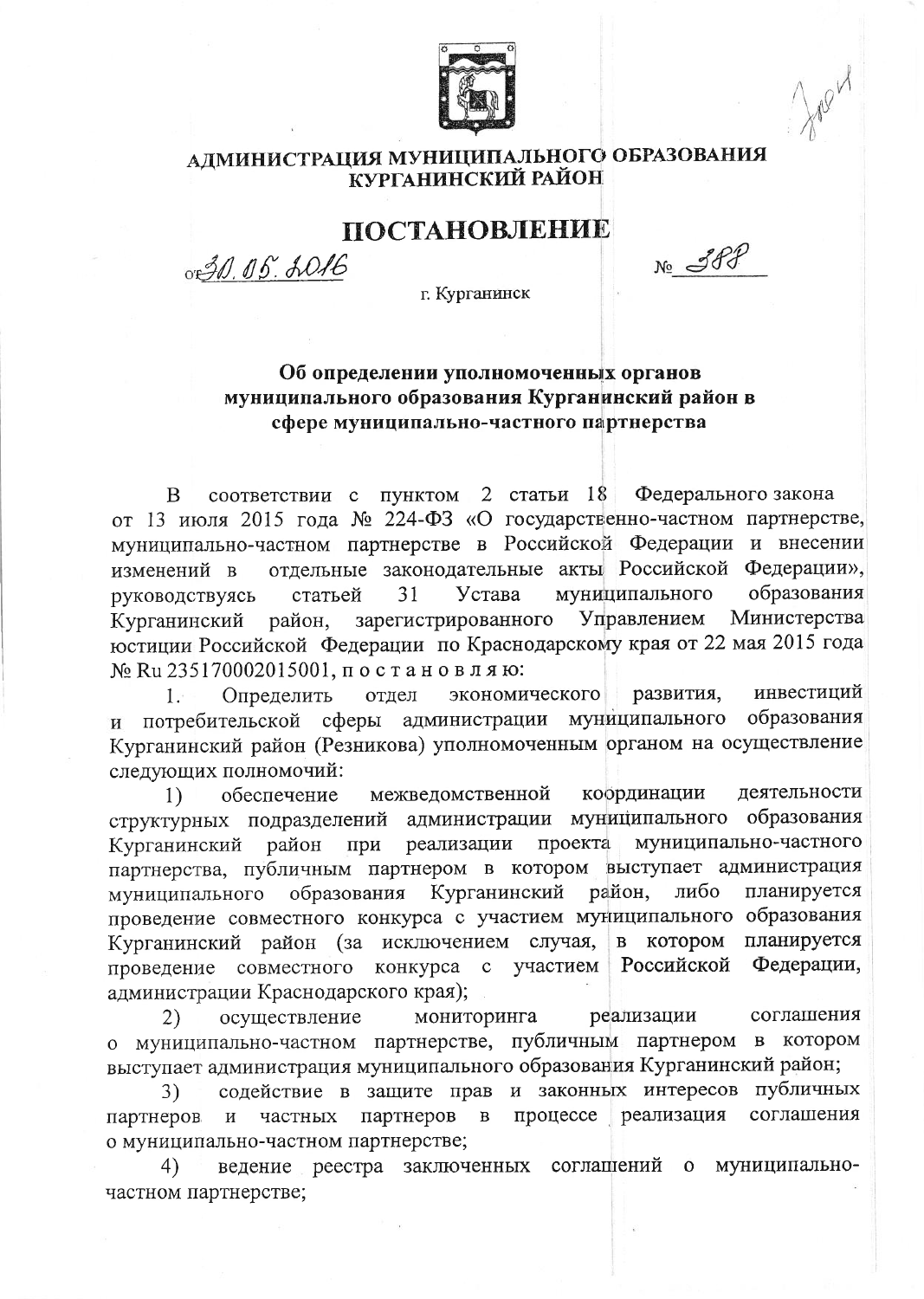# АДМИНИСТРАЦИЯ МУНИЦИПАЛЬНОГО ОБРАЗОВАНИЯ КУРГАНИНСКИЙ РАЙОН

# ПОСТАНОВЛЕНИЕ

от 30.05.2016 № 388

г. Курганинск

**Об определении уполномоченных органов муниципального образования Курганинский район в сфере муниципально-частного партнерства**

В соответствии с пунктом 2 статьи 18 Федерального закона от 13 июля 2015 года № 224-ФЗ «О государственно-частном партнерстве, муниципально-частном партнерстве в Российской Федерации и внесении изменений в отдельные законодательные акты Российской Федерации», руководствуясь статьей 31 Устава муниципального образования Курганинский район, зарегистрированного Управлением Министерства юстиции Российской Федерации по Краснодарскому края от 22 мая 2015 года № Ru 235170002015001, п о с т а н о в л я ю:

1. Определить отдел экономического развития, инвестиций и потребительской сферы администрации муниципального образования Курганинский район (Резникова) уполномоченным органом на осуществление следующих полномочий:

1) обеспечение межведомственной координации деятельности структурных подразделений администрации муниципального образования Курганинский район при реализации проекта муниципально-частного партнерства, публичным партнером в котором выступает администрация муниципального образования Курганинский район, либо планируется проведение совместного конкурса с участием муниципального образования Курганинский район (за исключением случая, в котором планируется проведение совместного конкурса с участием Российской Федерации, администрации Краснодарского края);

2) осуществление мониторинга реализации соглашения о муниципально-частном партнерстве, публичным партнером в котором выступает администрация муниципального образования Курганинский район;

3) содействие в защите прав и законных интересов публичных партнеров и частных партнеров в процессе реализация соглашения о муниципально-частном партнерстве;

4) ведение реестра заключенных соглашений о муниципально-частном партнерстве;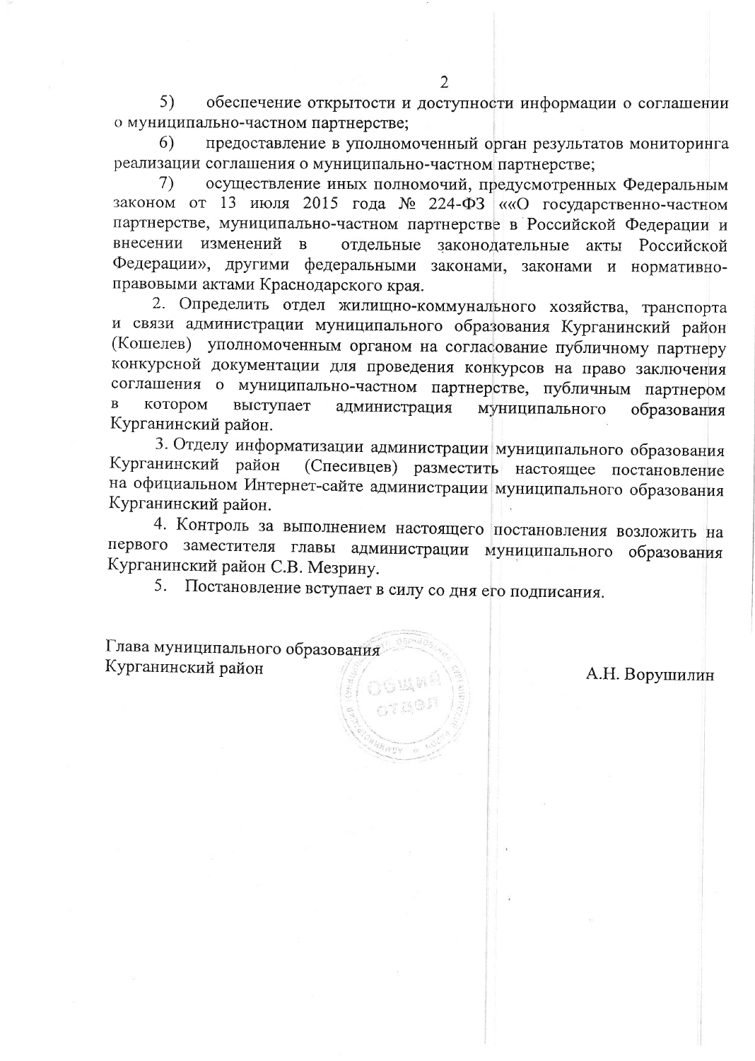5) обеспечение открытости и доступности информации о соглашении о муниципально-частном партнерстве;

6) предоставление в уполномоченный орган результатов мониторинга реализации соглашения о муниципально-частном партнерстве;

7) осуществление иных полномочий, предусмотренных Федеральным законом от 13 июля 2015 года № 224-ФЗ ««О государственно-частном партнерстве, муниципально-частном партнерстве в Российской Федерации и внесении изменений в отдельные законодательные акты Российской Федерации», другими федеральными законами, законами и нормативно-правовыми актами Краснодарского края.

2. Определить отдел жилищно-коммунального хозяйства, транспорта и связи администрации муниципального образования Курганинский район (Кошелев) уполномоченным органом на согласование публичному партнеру конкурсной документации для проведения конкурсов на право заключения соглашения о муниципально-частном партнерстве, публичным партнером в котором выступает администрация муниципального образования Курганинский район.

3. Отделу информатизации администрации муниципального образования Курганинский район (Спесивцев) разместить настоящее постановление на официальном Интернет-сайте администрации муниципального образования Курганинский район.

4. Контроль за выполнением настоящего постановления возложить на первого заместителя главы администрации муниципального образования Курганинский район С.В. Мезрину.

5. Постановление вступает в силу со дня его подписания.

Глава муниципального образования
Курганинский район А.Н. Ворушилин